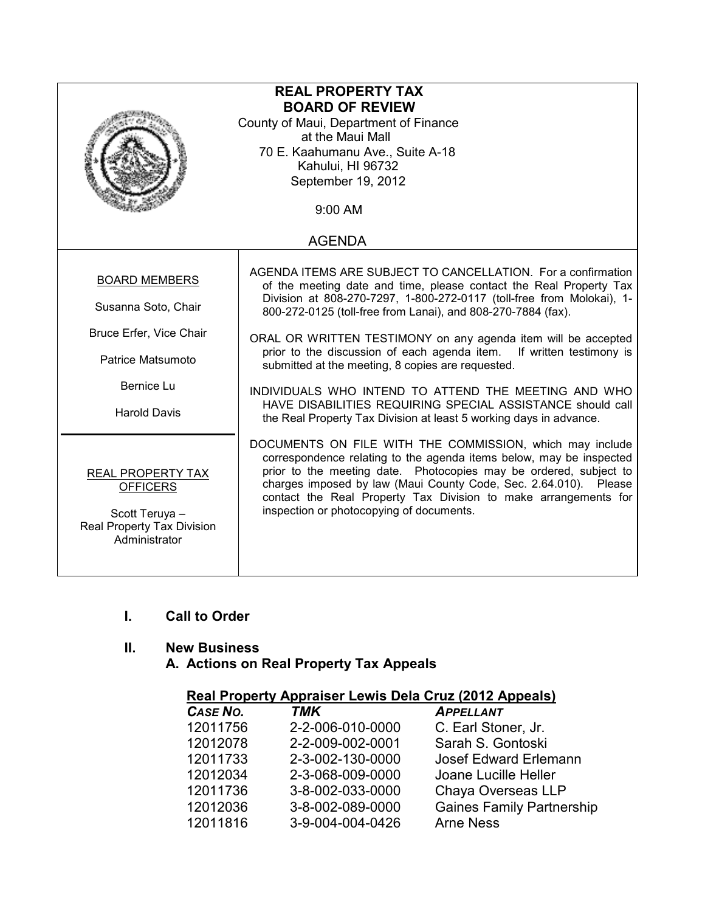# REAL PROPERTY TAX BOARD OF REVIEW

County of Maui, Department of Finance
at the Maui Mall
70 E. Kaahumanu Ave., Suite A-18
Kahului, HI 96732
September 19, 2012

9:00 AM

## AGENDA

**BOARD MEMBERS**

Susanna Soto, Chair

Bruce Erfer, Vice Chair

Patrice Matsumoto

Bernice Lu

Harold Davis

**REAL PROPERTY TAX OFFICERS**

Scott Teruya – Real Property Tax Division Administrator

AGENDA ITEMS ARE SUBJECT TO CANCELLATION. For a confirmation of the meeting date and time, please contact the Real Property Tax Division at 808-270-7297, 1-800-272-0117 (toll-free from Molokai), 1-800-272-0125 (toll-free from Lanai), and 808-270-7884 (fax).

ORAL OR WRITTEN TESTIMONY on any agenda item will be accepted prior to the discussion of each agenda item. If written testimony is submitted at the meeting, 8 copies are requested.

INDIVIDUALS WHO INTEND TO ATTEND THE MEETING AND WHO HAVE DISABILITIES REQUIRING SPECIAL ASSISTANCE should call the Real Property Tax Division at least 5 working days in advance.

DOCUMENTS ON FILE WITH THE COMMISSION, which may include correspondence relating to the agenda items below, may be inspected prior to the meeting date. Photocopies may be ordered, subject to charges imposed by law (Maui County Code, Sec. 2.64.010). Please contact the Real Property Tax Division to make arrangements for inspection or photocopying of documents.

**I. Call to Order**

**II. New Business**

**A. Actions on Real Property Tax Appeals**

**Real Property Appraiser Lewis Dela Cruz (2012 Appeals)**

| *CASE NO.* | *TMK* | *APPELLANT* |
|---|---|---|
| 12011756 | 2-2-006-010-0000 | C. Earl Stoner, Jr. |
| 12012078 | 2-2-009-002-0001 | Sarah S. Gontoski |
| 12011733 | 2-3-002-130-0000 | Josef Edward Erlemann |
| 12012034 | 2-3-068-009-0000 | Joane Lucille Heller |
| 12011736 | 3-8-002-033-0000 | Chaya Overseas LLP |
| 12012036 | 3-8-002-089-0000 | Gaines Family Partnership |
| 12011816 | 3-9-004-004-0426 | Arne Ness |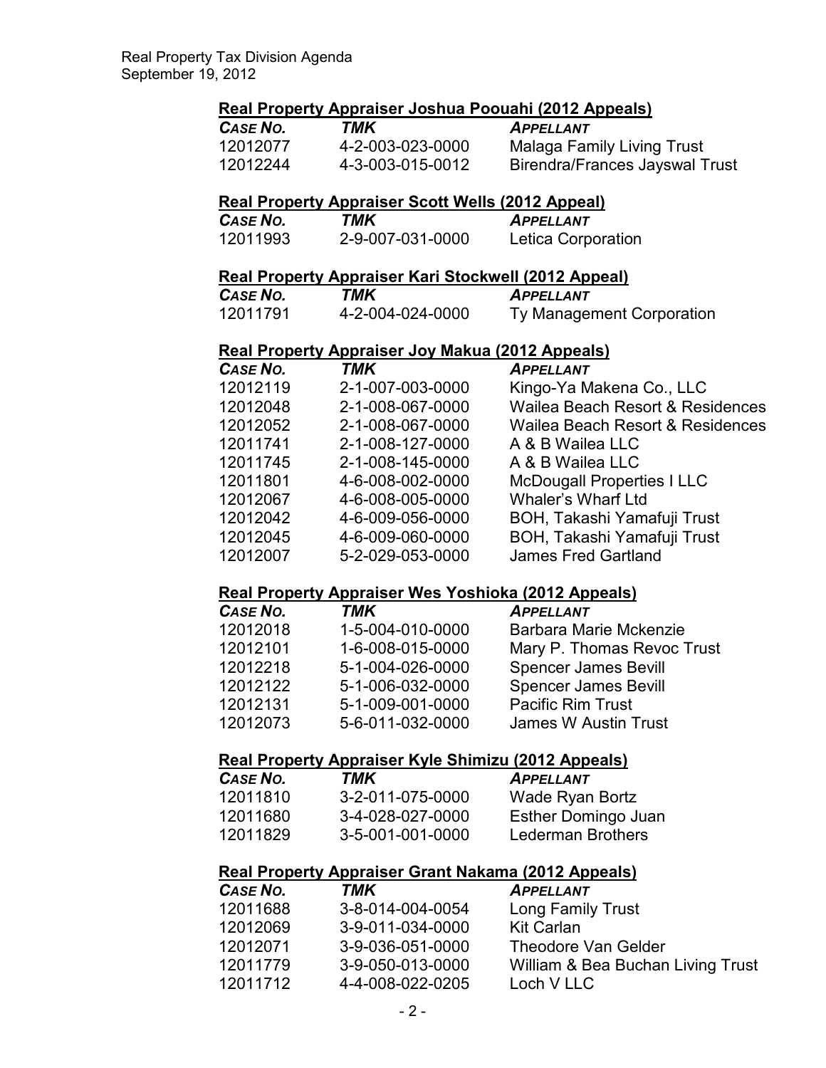**Real Property Appraiser Joshua Poouahi (2012 Appeals)**

| *CASE NO.* | *TMK* | *APPELLANT* |
|---|---|---|
| 12012077 | 4-2-003-023-0000 | Malaga Family Living Trust |
| 12012244 | 4-3-003-015-0012 | Birendra/Frances Jayswal Trust |

**Real Property Appraiser Scott Wells (2012 Appeal)**

| *CASE NO.* | *TMK* | *APPELLANT* |
|---|---|---|
| 12011993 | 2-9-007-031-0000 | Letica Corporation |

**Real Property Appraiser Kari Stockwell (2012 Appeal)**

| *CASE NO.* | *TMK* | *APPELLANT* |
|---|---|---|
| 12011791 | 4-2-004-024-0000 | Ty Management Corporation |

**Real Property Appraiser Joy Makua (2012 Appeals)**

| *CASE NO.* | *TMK* | *APPELLANT* |
|---|---|---|
| 12012119 | 2-1-007-003-0000 | Kingo-Ya Makena Co., LLC |
| 12012048 | 2-1-008-067-0000 | Wailea Beach Resort & Residences |
| 12012052 | 2-1-008-067-0000 | Wailea Beach Resort & Residences |
| 12011741 | 2-1-008-127-0000 | A & B Wailea LLC |
| 12011745 | 2-1-008-145-0000 | A & B Wailea LLC |
| 12011801 | 4-6-008-002-0000 | McDougall Properties I LLC |
| 12012067 | 4-6-008-005-0000 | Whaler's Wharf Ltd |
| 12012042 | 4-6-009-056-0000 | BOH, Takashi Yamafuji Trust |
| 12012045 | 4-6-009-060-0000 | BOH, Takashi Yamafuji Trust |
| 12012007 | 5-2-029-053-0000 | James Fred Gartland |

**Real Property Appraiser Wes Yoshioka (2012 Appeals)**

| *CASE NO.* | *TMK* | *APPELLANT* |
|---|---|---|
| 12012018 | 1-5-004-010-0000 | Barbara Marie Mckenzie |
| 12012101 | 1-6-008-015-0000 | Mary P. Thomas Revoc Trust |
| 12012218 | 5-1-004-026-0000 | Spencer James Bevill |
| 12012122 | 5-1-006-032-0000 | Spencer James Bevill |
| 12012131 | 5-1-009-001-0000 | Pacific Rim Trust |
| 12012073 | 5-6-011-032-0000 | James W Austin Trust |

**Real Property Appraiser Kyle Shimizu (2012 Appeals)**

| *CASE NO.* | *TMK* | *APPELLANT* |
|---|---|---|
| 12011810 | 3-2-011-075-0000 | Wade Ryan Bortz |
| 12011680 | 3-4-028-027-0000 | Esther Domingo Juan |
| 12011829 | 3-5-001-001-0000 | Lederman Brothers |

**Real Property Appraiser Grant Nakama (2012 Appeals)**

| *CASE NO.* | *TMK* | *APPELLANT* |
|---|---|---|
| 12011688 | 3-8-014-004-0054 | Long Family Trust |
| 12012069 | 3-9-011-034-0000 | Kit Carlan |
| 12012071 | 3-9-036-051-0000 | Theodore Van Gelder |
| 12011779 | 3-9-050-013-0000 | William & Bea Buchan Living Trust |
| 12011712 | 4-4-008-022-0205 | Loch V LLC |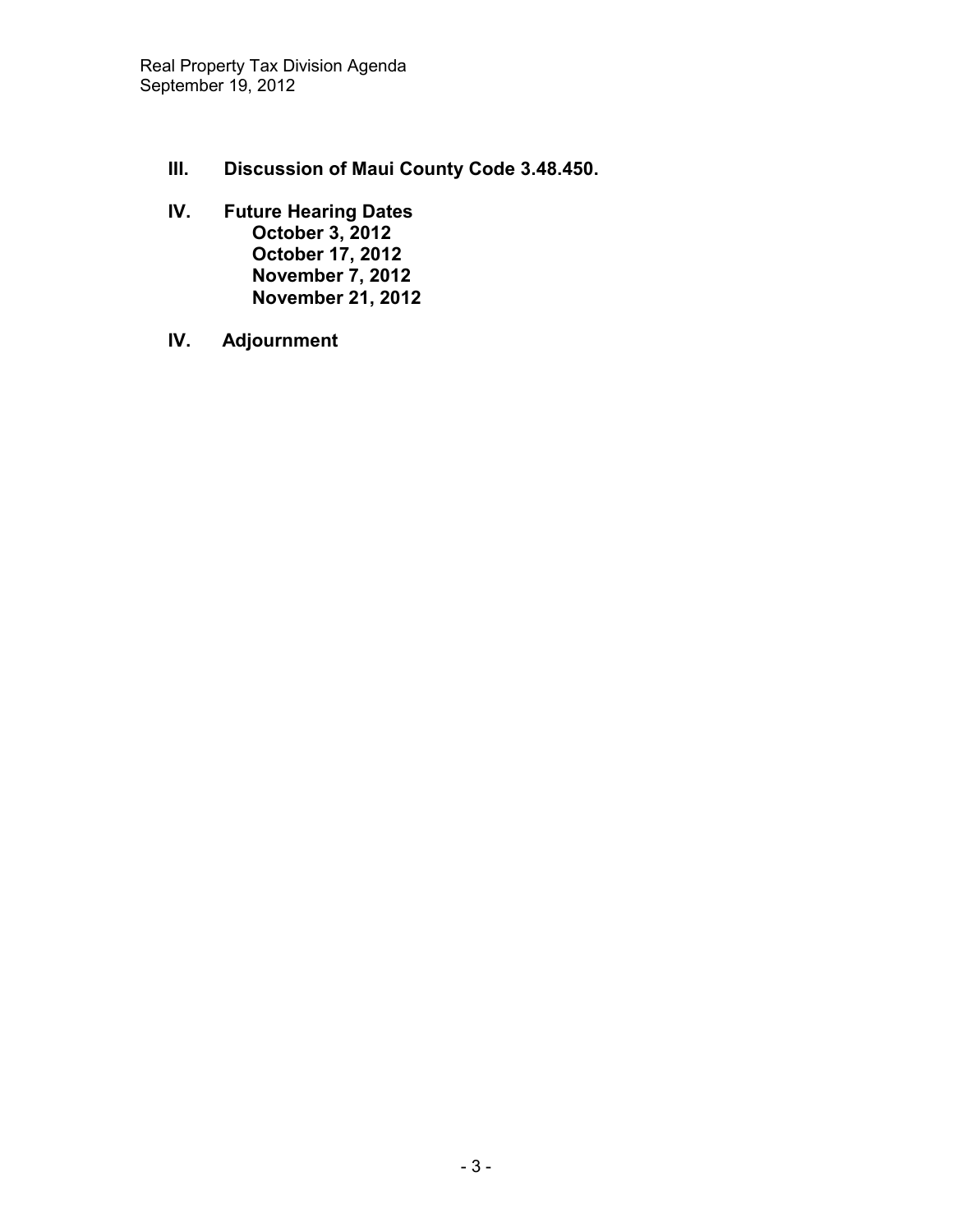**III. Discussion of Maui County Code 3.48.450.**

**IV. Future Hearing Dates**
**October 3, 2012**
**October 17, 2012**
**November 7, 2012**
**November 21, 2012**

**IV. Adjournment**